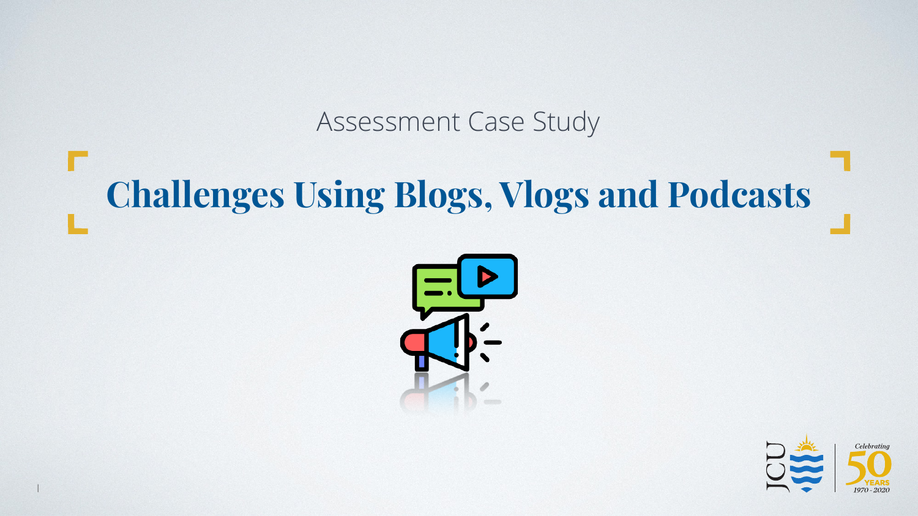Assessment Case Study

# Challenges Using Blogs, Vlogs and Podcasts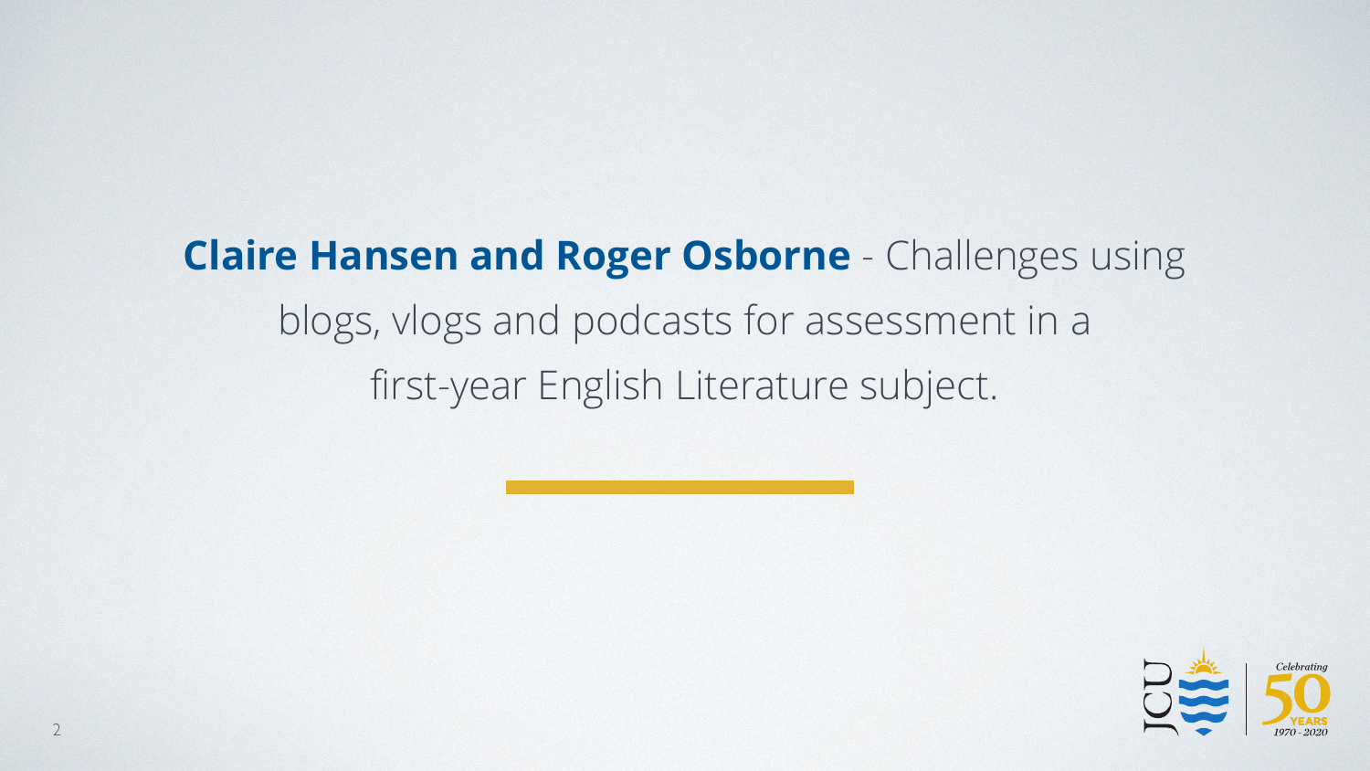**Claire Hansen and Roger Osborne** - Challenges using blogs, vlogs and podcasts for assessment in a first-year English Literature subject.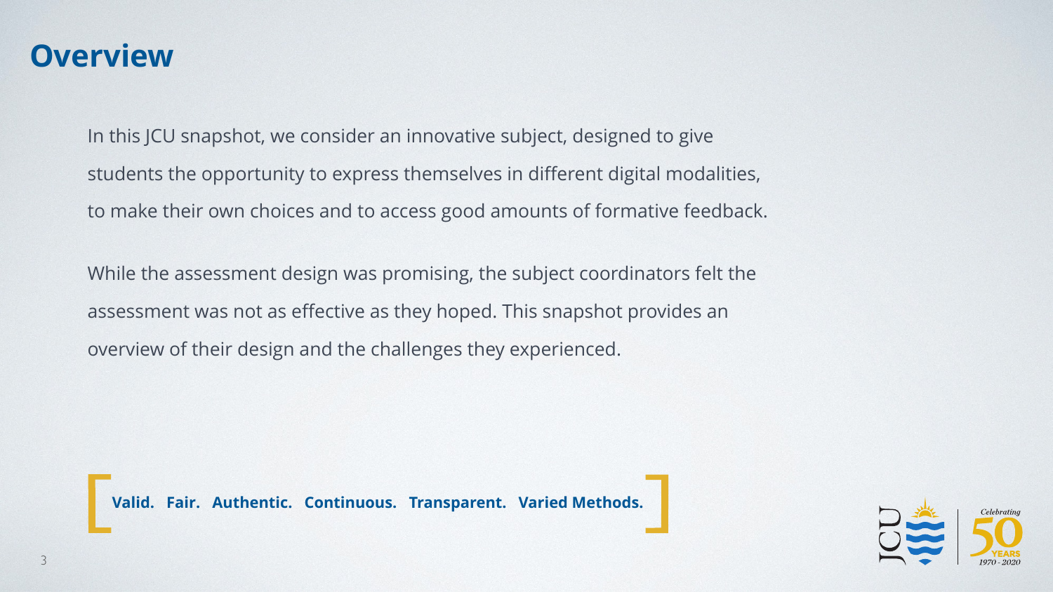# Overview

In this JCU snapshot, we consider an innovative subject, designed to give students the opportunity to express themselves in different digital modalities, to make their own choices and to access good amounts of formative feedback.

While the assessment design was promising, the subject coordinators felt the assessment was not as effective as they hoped. This snapshot provides an overview of their design and the challenges they experienced.

[ **Valid. Fair. Authentic. Continuous. Transparent. Varied Methods.** ]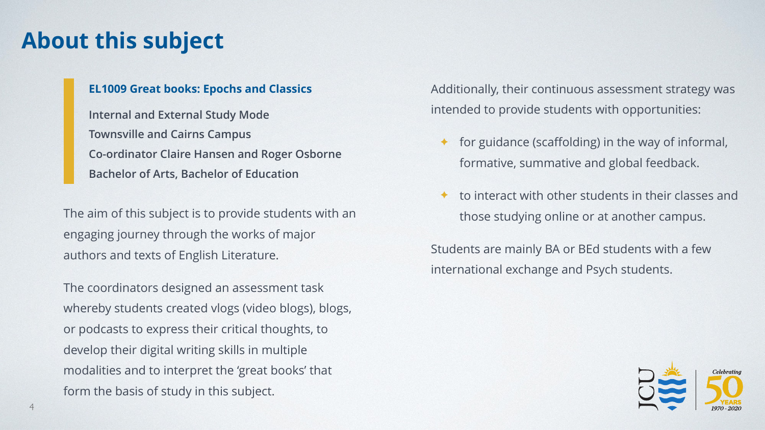# About this subject

**EL1009 Great books: Epochs and Classics**

**Internal and External Study Mode**
**Townsville and Cairns Campus**
**Co-ordinator Claire Hansen and Roger Osborne**
**Bachelor of Arts, Bachelor of Education**

The aim of this subject is to provide students with an engaging journey through the works of major authors and texts of English Literature.

The coordinators designed an assessment task whereby students created vlogs (video blogs), blogs, or podcasts to express their critical thoughts, to develop their digital writing skills in multiple modalities and to interpret the 'great books' that form the basis of study in this subject.

Additionally, their continuous assessment strategy was intended to provide students with opportunities:

- for guidance (scaffolding) in the way of informal, formative, summative and global feedback.
- to interact with other students in their classes and those studying online or at another campus.

Students are mainly BA or BEd students with a few international exchange and Psych students.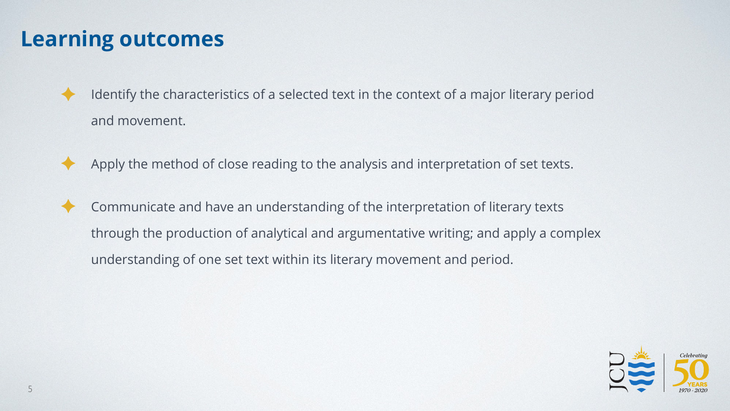# Learning outcomes

- Identify the characteristics of a selected text in the context of a major literary period and movement.
- Apply the method of close reading to the analysis and interpretation of set texts.
- Communicate and have an understanding of the interpretation of literary texts through the production of analytical and argumentative writing; and apply a complex understanding of one set text within its literary movement and period.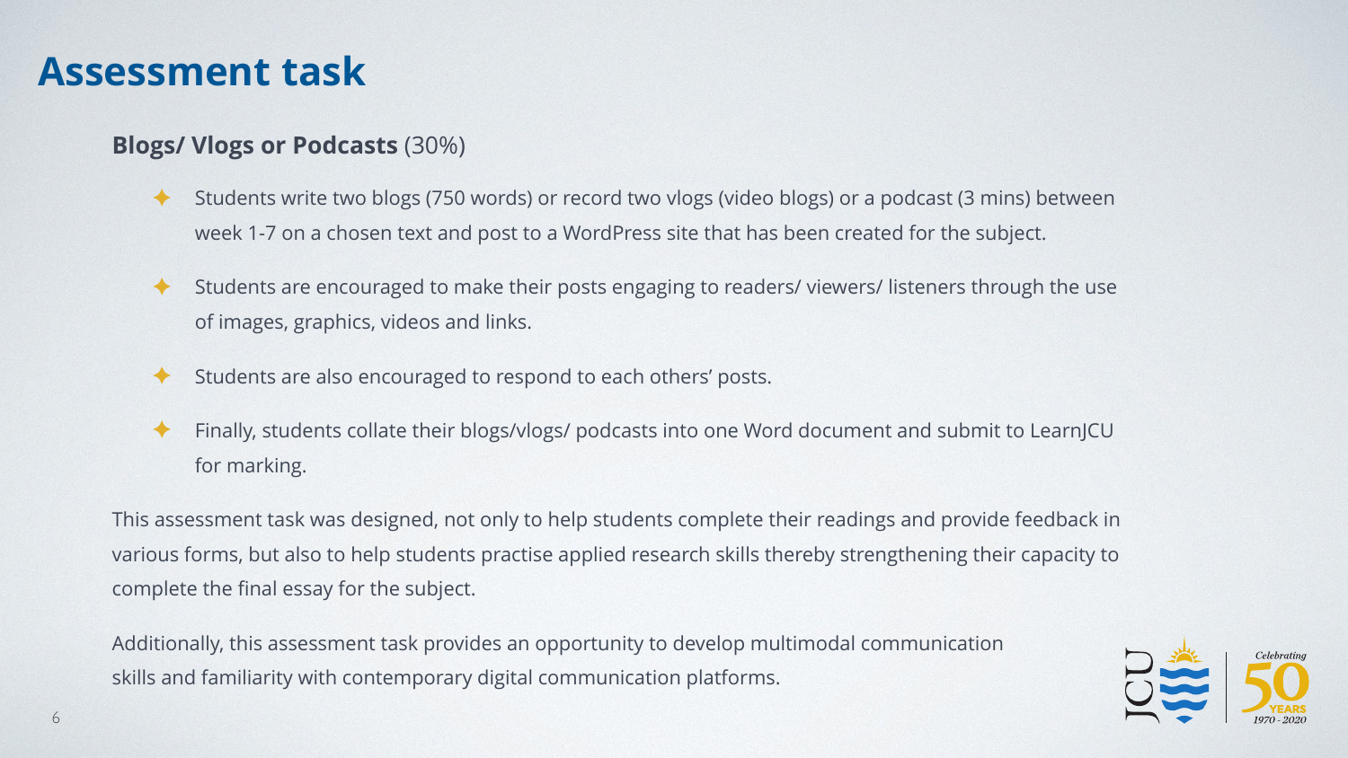# Assessment task

**Blogs/ Vlogs or Podcasts** (30%)

- Students write two blogs (750 words) or record two vlogs (video blogs) or a podcast (3 mins) between week 1-7 on a chosen text and post to a WordPress site that has been created for the subject.
- Students are encouraged to make their posts engaging to readers/ viewers/ listeners through the use of images, graphics, videos and links.
- Students are also encouraged to respond to each others' posts.
- Finally, students collate their blogs/vlogs/ podcasts into one Word document and submit to LearnJCU for marking.

This assessment task was designed, not only to help students complete their readings and provide feedback in various forms, but also to help students practise applied research skills thereby strengthening their capacity to complete the final essay for the subject.

Additionally, this assessment task provides an opportunity to develop multimodal communication skills and familiarity with contemporary digital communication platforms.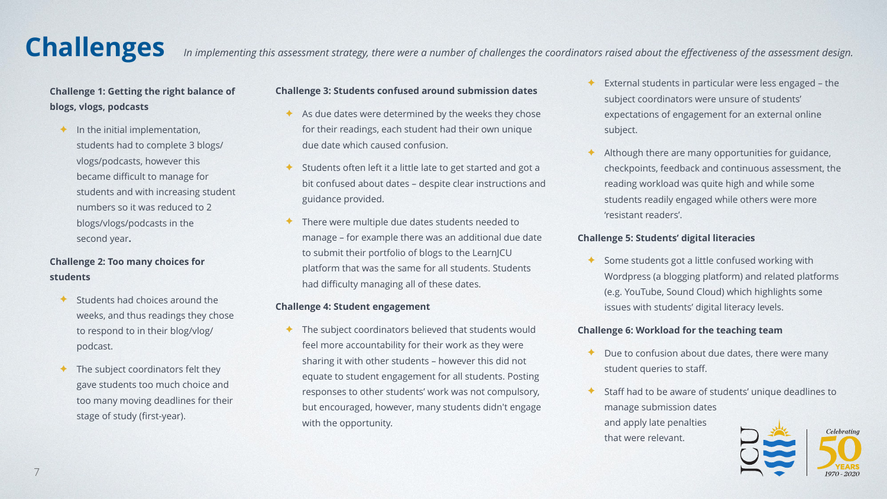# Challenges

*In implementing this assessment strategy, there were a number of challenges the coordinators raised about the effectiveness of the assessment design.*

**Challenge 1: Getting the right balance of blogs, vlogs, podcasts**

- In the initial implementation, students had to complete 3 blogs/vlogs/podcasts, however this became difficult to manage for students and with increasing student numbers so it was reduced to 2 blogs/vlogs/podcasts in the second year.

**Challenge 2: Too many choices for students**

- Students had choices around the weeks, and thus readings they chose to respond to in their blog/vlog/podcast.
- The subject coordinators felt they gave students too much choice and too many moving deadlines for their stage of study (first-year).

**Challenge 3: Students confused around submission dates**

- As due dates were determined by the weeks they chose for their readings, each student had their own unique due date which caused confusion.
- Students often left it a little late to get started and got a bit confused about dates – despite clear instructions and guidance provided.
- There were multiple due dates students needed to manage – for example there was an additional due date to submit their portfolio of blogs to the LearnJCU platform that was the same for all students. Students had difficulty managing all of these dates.

**Challenge 4: Student engagement**

- The subject coordinators believed that students would feel more accountability for their work as they were sharing it with other students – however this did not equate to student engagement for all students. Posting responses to other students' work was not compulsory, but encouraged, however, many students didn't engage with the opportunity.
- External students in particular were less engaged – the subject coordinators were unsure of students' expectations of engagement for an external online subject.
- Although there are many opportunities for guidance, checkpoints, feedback and continuous assessment, the reading workload was quite high and while some students readily engaged while others were more 'resistant readers'.

**Challenge 5: Students' digital literacies**

- Some students got a little confused working with Wordpress (a blogging platform) and related platforms (e.g. YouTube, Sound Cloud) which highlights some issues with students' digital literacy levels.

**Challenge 6: Workload for the teaching team**

- Due to confusion about due dates, there were many student queries to staff.
- Staff had to be aware of students' unique deadlines to manage submission dates and apply late penalties that were relevant.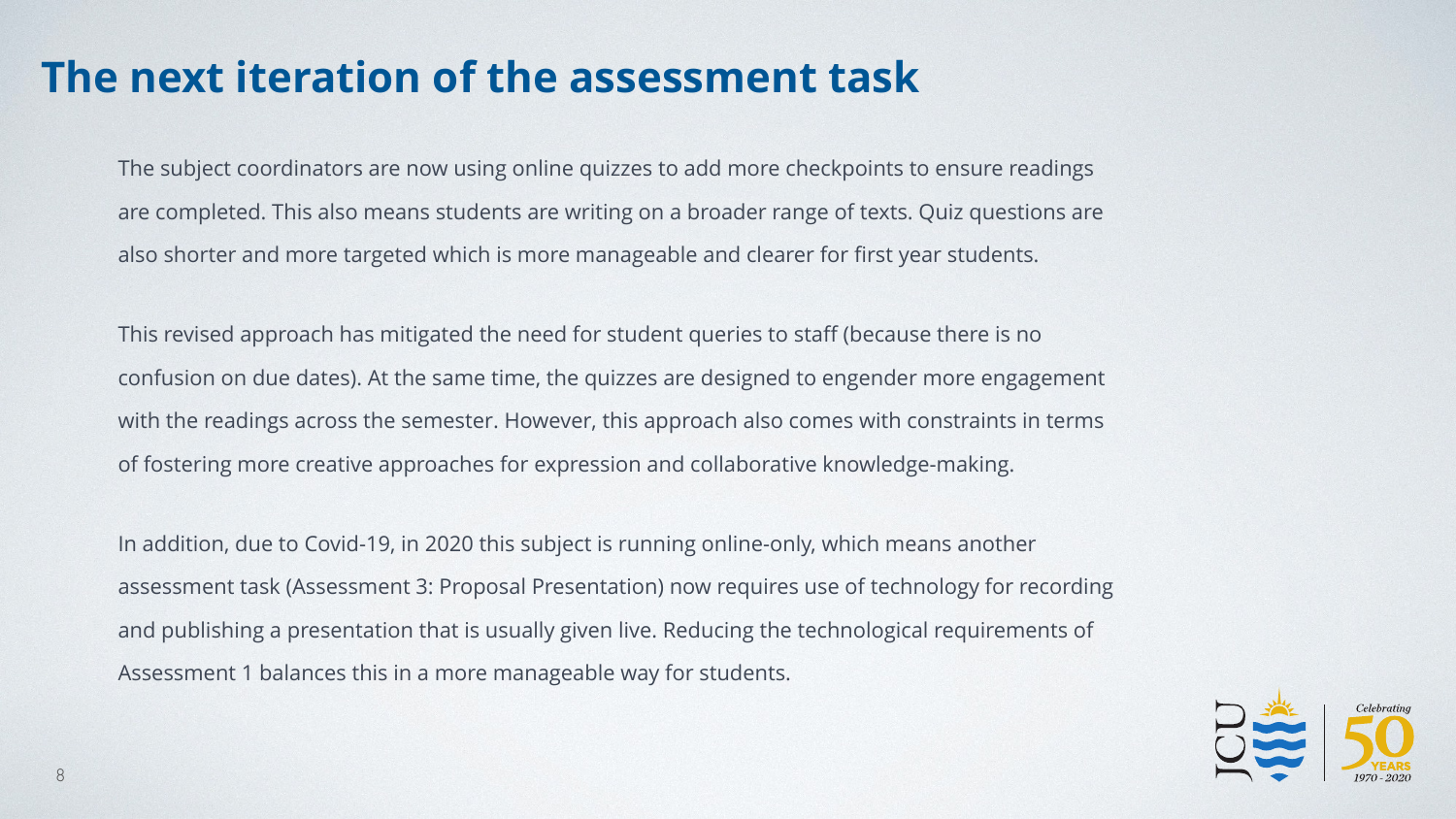# The next iteration of the assessment task

The subject coordinators are now using online quizzes to add more checkpoints to ensure readings are completed. This also means students are writing on a broader range of texts. Quiz questions are also shorter and more targeted which is more manageable and clearer for first year students.

This revised approach has mitigated the need for student queries to staff (because there is no confusion on due dates). At the same time, the quizzes are designed to engender more engagement with the readings across the semester. However, this approach also comes with constraints in terms of fostering more creative approaches for expression and collaborative knowledge-making.

In addition, due to Covid-19, in 2020 this subject is running online-only, which means another assessment task (Assessment 3: Proposal Presentation) now requires use of technology for recording and publishing a presentation that is usually given live. Reducing the technological requirements of Assessment 1 balances this in a more manageable way for students.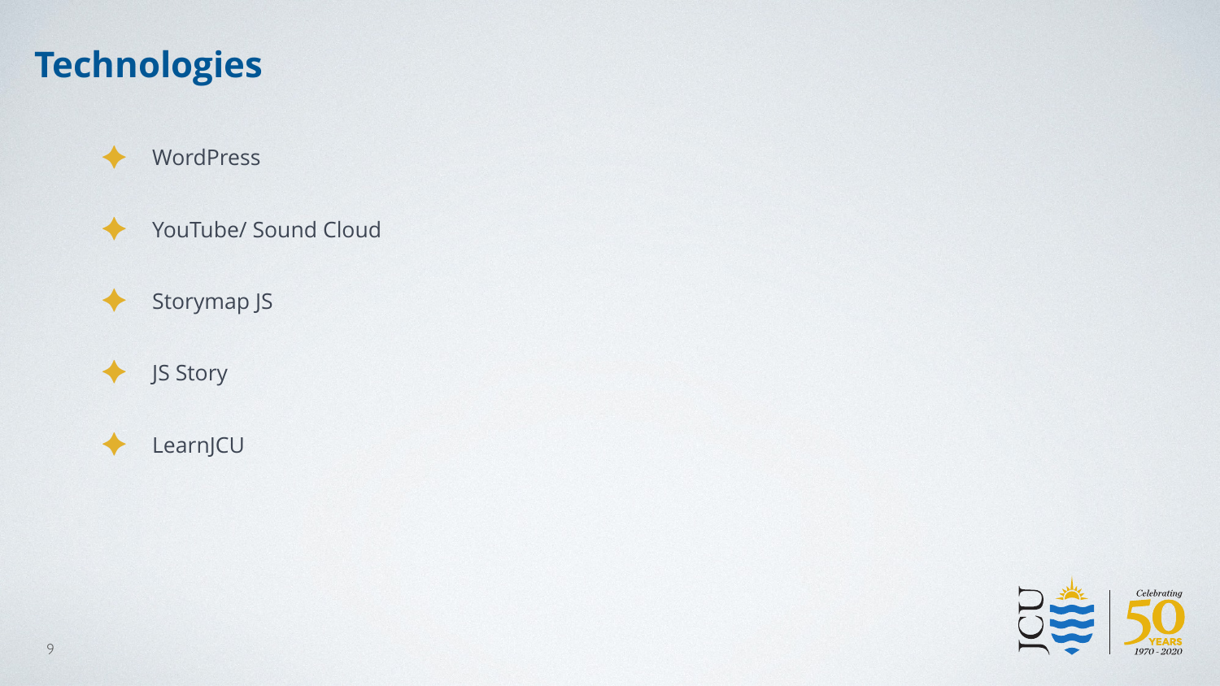# Technologies

- WordPress
- YouTube/ Sound Cloud
- Storymap JS
- JS Story
- LearnJCU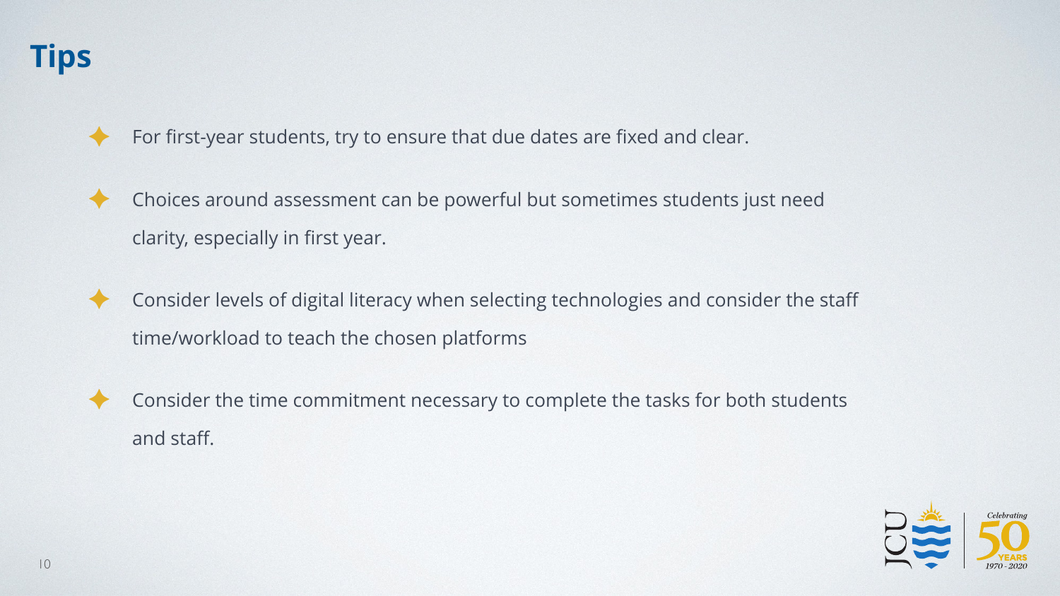# Tips

- For first-year students, try to ensure that due dates are fixed and clear.
- Choices around assessment can be powerful but sometimes students just need clarity, especially in first year.
- Consider levels of digital literacy when selecting technologies and consider the staff time/workload to teach the chosen platforms
- Consider the time commitment necessary to complete the tasks for both students and staff.